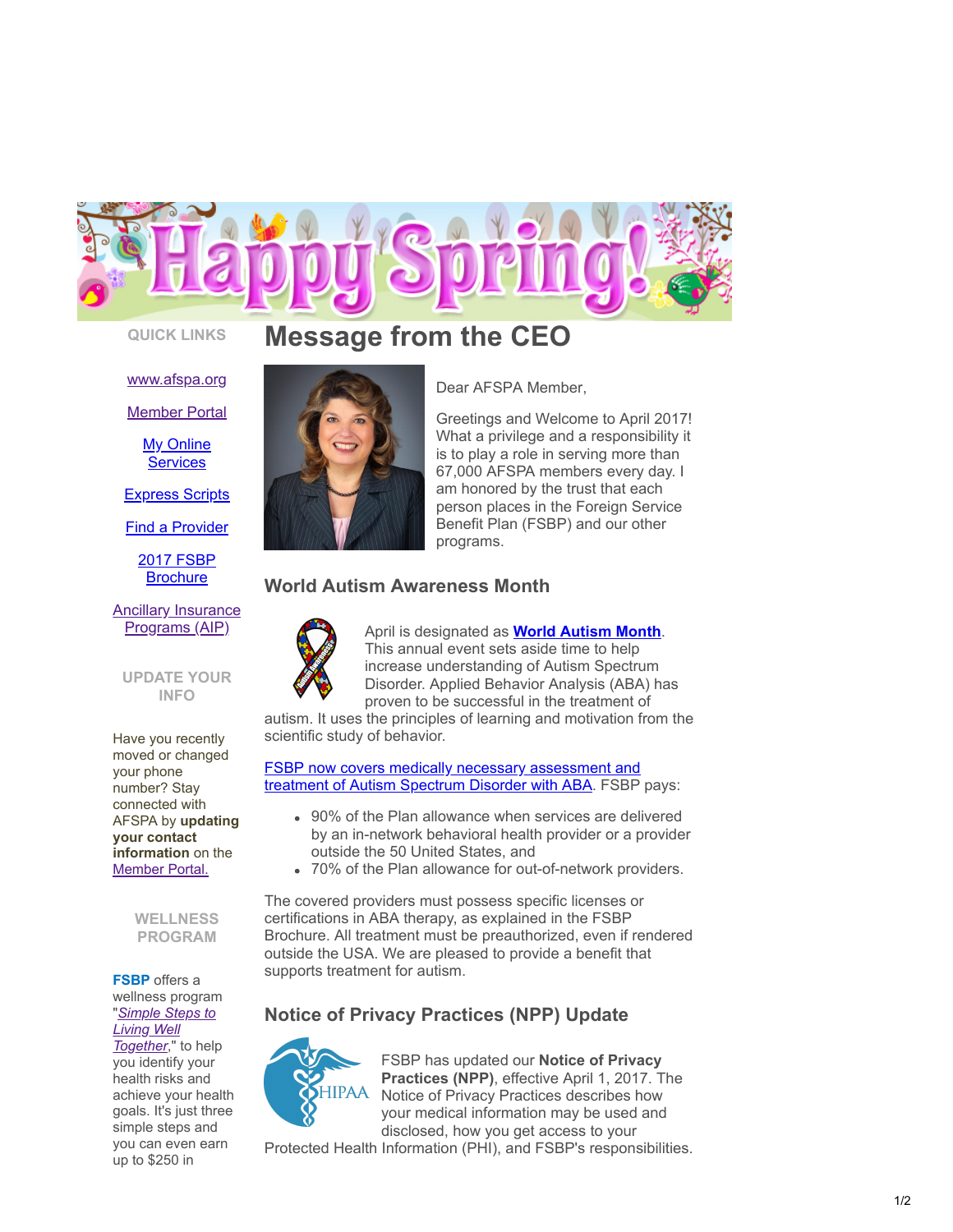# Message from the CEO

Dear AFSPA Member,

Greetings and Welcome to April 2017! What a privilege and a responsibility it is to play a role in serving more than 67,000 AFSPA members every day. I am honored by the trust that each person places in the Foreign Service Benefit Plan (FSBP) and our other programs.

## World Autism Awareness Month

April is designated as **World Autism Month**. This annual event sets aside time to help increase understanding of Autism Spectrum Disorder. Applied Behavior Analysis (ABA) has proven to be successful in the treatment of autism. It uses the principles of learning and motivation from the scientific study of behavior.

FSBP now covers medically necessary assessment and treatment of Autism Spectrum Disorder with ABA. FSBP pays:

- 90% of the Plan allowance when services are delivered by an in-network behavioral health provider or a provider outside the 50 United States, and
- 70% of the Plan allowance for out-of-network providers.

The covered providers must possess specific licenses or certifications in ABA therapy, as explained in the FSBP Brochure. All treatment must be preauthorized, even if rendered outside the USA. We are pleased to provide a benefit that supports treatment for autism.

## Notice of Privacy Practices (NPP) Update

FSBP has updated our **Notice of Privacy Practices (NPP)**, effective April 1, 2017. The Notice of Privacy Practices describes how your medical information may be used and disclosed, how you get access to your Protected Health Information (PHI), and FSBP's responsibilities.

### QUICK LINKS

www.afspa.org

Member Portal

My Online Services

Express Scripts

Find a Provider

2017 FSBP Brochure

Ancillary Insurance Programs (AIP)

### UPDATE YOUR INFO

Have you recently moved or changed your phone number? Stay connected with AFSPA by **updating your contact information** on the Member Portal.

### WELLNESS PROGRAM

**FSBP** offers a wellness program "*Simple Steps to Living Well Together*," to help you identify your health risks and achieve your health goals. It's just three simple steps and you can even earn up to $250 in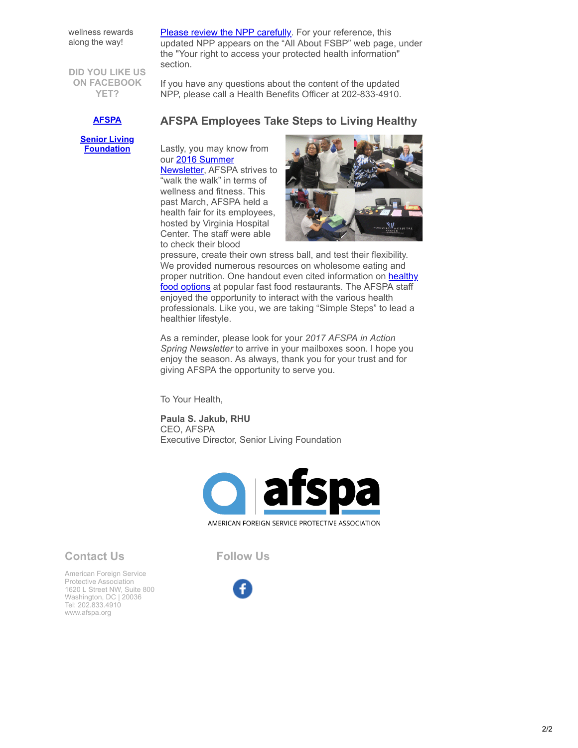wellness rewards along the way!

**DID YOU LIKE US ON FACEBOOK YET?**

**AFSPA**

**Senior Living Foundation**

Please review the NPP carefully. For your reference, this updated NPP appears on the "All About FSBP" web page, under the "Your right to access your protected health information" section.

If you have any questions about the content of the updated NPP, please call a Health Benefits Officer at 202-833-4910.

## AFSPA Employees Take Steps to Living Healthy

Lastly, you may know from our 2016 Summer Newsletter, AFSPA strives to "walk the walk" in terms of wellness and fitness. This past March, AFSPA held a health fair for its employees, hosted by Virginia Hospital Center. The staff were able to check their blood pressure, create their own stress ball, and test their flexibility. We provided numerous resources on wholesome eating and proper nutrition. One handout even cited information on healthy food options at popular fast food restaurants. The AFSPA staff enjoyed the opportunity to interact with the various health professionals. Like you, we are taking "Simple Steps" to lead a healthier lifestyle.

As a reminder, please look for your *2017 AFSPA in Action Spring Newsletter* to arrive in your mailboxes soon. I hope you enjoy the season. As always, thank you for your trust and for giving AFSPA the opportunity to serve you.

To Your Health,

**Paula S. Jakub, RHU**
CEO, AFSPA
Executive Director, Senior Living Foundation

afspa
AMERICAN FOREIGN SERVICE PROTECTIVE ASSOCIATION

## Contact Us

American Foreign Service Protective Association
1620 L Street NW, Suite 800
Washington, DC | 20036
Tel: 202.833.4910
www.afspa.org

## Follow Us